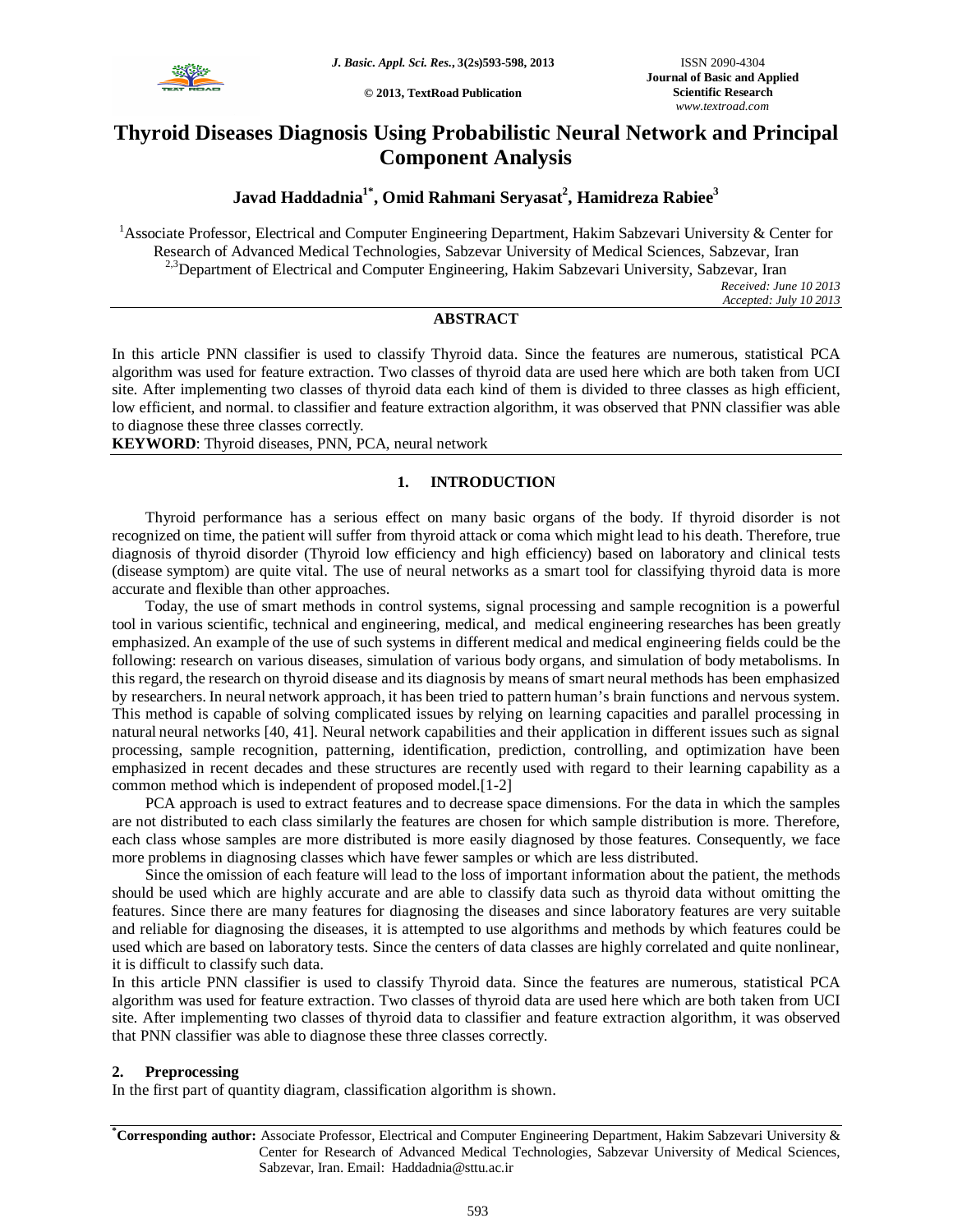# Thyroid Diseases Diagnosis Using Probabilistic Neural Network and Principal Component Analysis

**Javad Haddadnia[1*], Omid Rahmani Seryasat[2], Hamidreza Rabiee[3]**

[1]Associate Professor, Electrical and Computer Engineering Department, Hakim Sabzevari University & Center for Research of Advanced Medical Technologies, Sabzevar University of Medical Sciences, Sabzevar, Iran
[2,3]Department of Electrical and Computer Engineering, Hakim Sabzevari University, Sabzevar, Iran

*Received: June 10 2013*
*Accepted: July 10 2013*

## ABSTRACT

In this article PNN classifier is used to classify Thyroid data. Since the features are numerous, statistical PCA algorithm was used for feature extraction. Two classes of thyroid data are used here which are both taken from UCI site. After implementing two classes of thyroid data each kind of them is divided to three classes as high efficient, low efficient, and normal. to classifier and feature extraction algorithm, it was observed that PNN classifier was able to diagnose these three classes correctly.

**KEYWORD**: Thyroid diseases, PNN, PCA, neural network

## 1. INTRODUCTION

Thyroid performance has a serious effect on many basic organs of the body. If thyroid disorder is not recognized on time, the patient will suffer from thyroid attack or coma which might lead to his death. Therefore, true diagnosis of thyroid disorder (Thyroid low efficiency and high efficiency) based on laboratory and clinical tests (disease symptom) are quite vital. The use of neural networks as a smart tool for classifying thyroid data is more accurate and flexible than other approaches.

Today, the use of smart methods in control systems, signal processing and sample recognition is a powerful tool in various scientific, technical and engineering, medical, and medical engineering researches has been greatly emphasized. An example of the use of such systems in different medical and medical engineering fields could be the following: research on various diseases, simulation of various body organs, and simulation of body metabolisms. In this regard, the research on thyroid disease and its diagnosis by means of smart neural methods has been emphasized by researchers. In neural network approach, it has been tried to pattern human's brain functions and nervous system. This method is capable of solving complicated issues by relying on learning capacities and parallel processing in natural neural networks [40, 41]. Neural network capabilities and their application in different issues such as signal processing, sample recognition, patterning, identification, prediction, controlling, and optimization have been emphasized in recent decades and these structures are recently used with regard to their learning capability as a common method which is independent of proposed model.[1-2]

PCA approach is used to extract features and to decrease space dimensions. For the data in which the samples are not distributed to each class similarly the features are chosen for which sample distribution is more. Therefore, each class whose samples are more distributed is more easily diagnosed by those features. Consequently, we face more problems in diagnosing classes which have fewer samples or which are less distributed.

Since the omission of each feature will lead to the loss of important information about the patient, the methods should be used which are highly accurate and are able to classify data such as thyroid data without omitting the features. Since there are many features for diagnosing the diseases and since laboratory features are very suitable and reliable for diagnosing the diseases, it is attempted to use algorithms and methods by which features could be used which are based on laboratory tests. Since the centers of data classes are highly correlated and quite nonlinear, it is difficult to classify such data.

In this article PNN classifier is used to classify Thyroid data. Since the features are numerous, statistical PCA algorithm was used for feature extraction. Two classes of thyroid data are used here which are both taken from UCI site. After implementing two classes of thyroid data to classifier and feature extraction algorithm, it was observed that PNN classifier was able to diagnose these three classes correctly.

## 2. Preprocessing

In the first part of quantity diagram, classification algorithm is shown.

**\*Corresponding author:** Associate Professor, Electrical and Computer Engineering Department, Hakim Sabzevari University & Center for Research of Advanced Medical Technologies, Sabzevar University of Medical Sciences, Sabzevar, Iran. Email: Haddadnia@sttu.ac.ir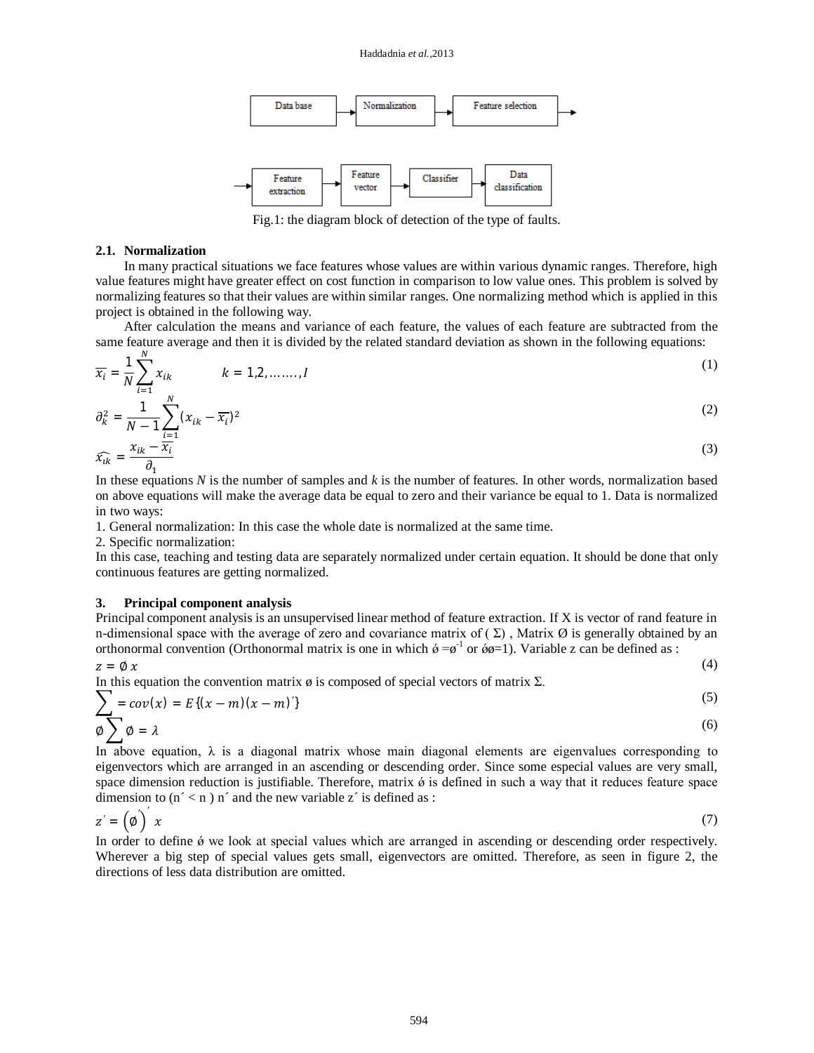Data base → Normalization → Feature selection →

→ Feature extraction → Feature vector → Classifier → Data classification

Fig.1: the diagram block of detection of the type of faults.

### 2.1. Normalization

In many practical situations we face features whose values are within various dynamic ranges. Therefore, high value features might have greater effect on cost function in comparison to low value ones. This problem is solved by normalizing features so that their values are within similar ranges. One normalizing method which is applied in this project is obtained in the following way.

After calculation the means and variance of each feature, the values of each feature are subtracted from the same feature average and then it is divided by the related standard deviation as shown in the following equations:

$$\overline{x_i} = \frac{1}{N}\sum_{i=1}^{N} x_{ik} \qquad k = 1,2,\ldots\ldots,I \tag{1}$$

$$\partial_k^2 = \frac{1}{N-1}\sum_{i=1}^{N}(x_{ik} - \overline{x_i})^2 \tag{2}$$

$$\widehat{x_{ik}} = \frac{x_{ik} - \overline{x_i}}{\partial_1} \tag{3}$$

In these equations $N$ is the number of samples and $k$ is the number of features. In other words, normalization based on above equations will make the average data be equal to zero and their variance be equal to 1. Data is normalized in two ways:

1. General normalization: In this case the whole date is normalized at the same time.
2. Specific normalization:

In this case, teaching and testing data are separately normalized under certain equation. It should be done that only continuous features are getting normalized.

## 3. Principal component analysis

Principal component analysis is an unsupervised linear method of feature extraction. If X is vector of rand feature in n-dimensional space with the average of zero and covariance matrix of ( Σ) , Matrix Ø is generally obtained by an orthonormal convention (Orthonormal matrix is one in which $ǿ = ø^{-1}$ or ǿø=1). Variable z can be defined as :

$$z = \emptyset\, x \tag{4}$$

In this equation the convention matrix ø is composed of special vectors of matrix Σ.

$$\sum = cov(x) = E\{(x-m)(x-m)'\} \tag{5}$$

$$\emptyset \sum \emptyset = \lambda \tag{6}$$

In above equation, λ is a diagonal matrix whose main diagonal elements are eigenvalues corresponding to eigenvectors which are arranged in an ascending or descending order. Since some especial values are very small, space dimension reduction is justifiable. Therefore, matrix ǿ is defined in such a way that it reduces feature space dimension to (n´ < n ) n´ and the new variable z´ is defined as :

$$z' = \left(\emptyset'\right)' x \tag{7}$$

In order to define ǿ we look at special values which are arranged in ascending or descending order respectively. Wherever a big step of special values gets small, eigenvectors are omitted. Therefore, as seen in figure 2, the directions of less data distribution are omitted.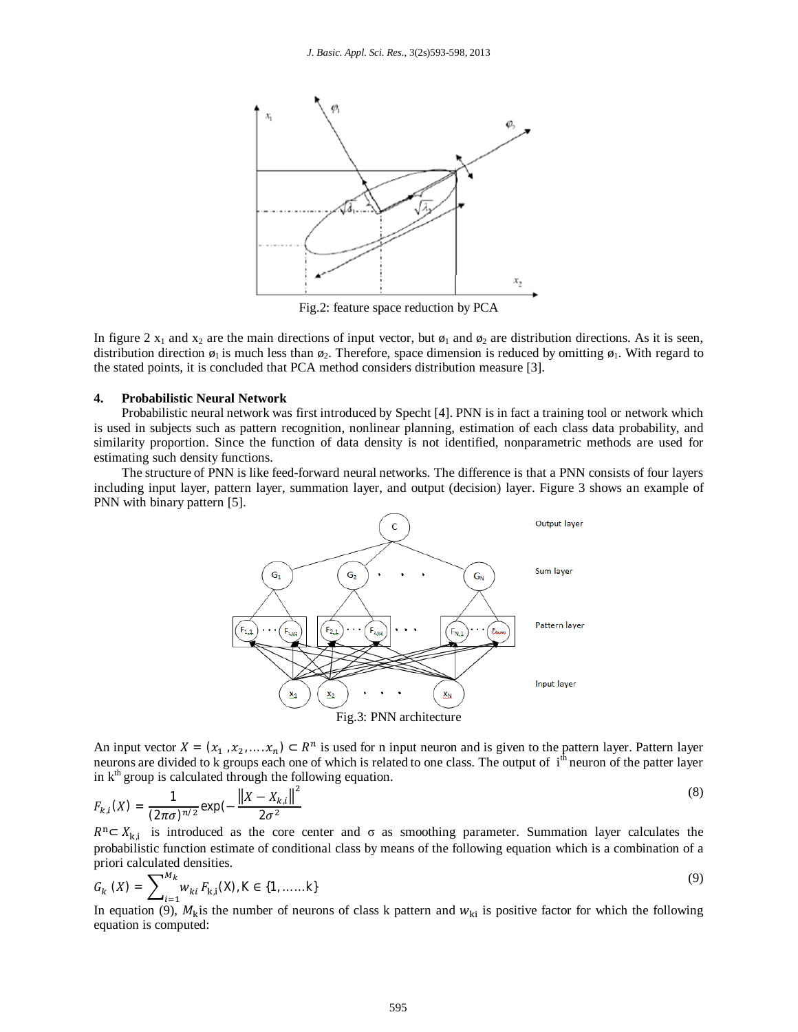Fig.2: feature space reduction by PCA

In figure 2 $x_1$ and $x_2$ are the main directions of input vector, but $ø_1$ and $ø_2$ are distribution directions. As it is seen, distribution direction $ø_1$ is much less than $ø_2$. Therefore, space dimension is reduced by omitting $ø_1$. With regard to the stated points, it is concluded that PCA method considers distribution measure [3].

## 4. Probabilistic Neural Network

Probabilistic neural network was first introduced by Specht [4]. PNN is in fact a training tool or network which is used in subjects such as pattern recognition, nonlinear planning, estimation of each class data probability, and similarity proportion. Since the function of data density is not identified, nonparametric methods are used for estimating such density functions.

The structure of PNN is like feed-forward neural networks. The difference is that a PNN consists of four layers including input layer, pattern layer, summation layer, and output (decision) layer. Figure 3 shows an example of PNN with binary pattern [5].

Fig.3: PNN architecture

An input vector $X = (x_1, x_2, \dots . x_n) \subset R^n$ is used for n input neuron and is given to the pattern layer. Pattern layer neurons are divided to k groups each one of which is related to one class. The output of $i^{th}$ neuron of the patter layer in $k^{th}$ group is calculated through the following equation.

$$F_{k,i}(X) = \frac{1}{(2\pi\sigma)^{n/2}} \exp\left(-\frac{\|X - X_{k,i}\|^2}{2\sigma^2}\right) \tag{8}$$

$R^n \subset X_{k,i}$ is introduced as the core center and σ as smoothing parameter. Summation layer calculates the probabilistic function estimate of conditional class by means of the following equation which is a combination of a priori calculated densities.

$$G_k(X) = \sum_{i=1}^{M_k} w_{ki} F_{k,i}(X), K \in \{1, \dots\dots k\} \tag{9}$$

In equation (9), $M_k$ is the number of neurons of class k pattern and $w_{ki}$ is positive factor for which the following equation is computed: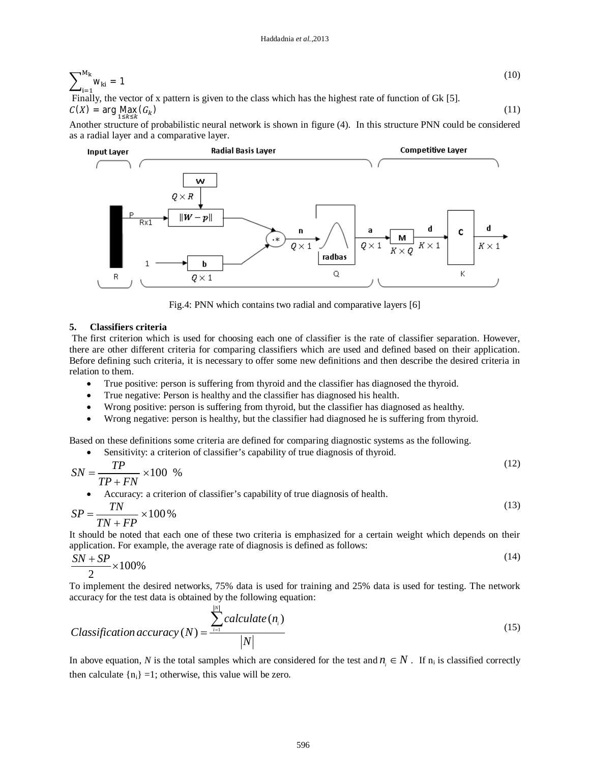$$\sum_{i=1}^{M_k} w_{ki} = 1 \tag{10}$$

Finally, the vector of x pattern is given to the class which has the highest rate of function of Gk [5].

$$C(X) = \arg \underset{1 \le k \le k}{\text{Max}} (G_k) \tag{11}$$

Another structure of probabilistic neural network is shown in figure (4). In this structure PNN could be considered as a radial layer and a comparative layer.

Fig.4: PNN which contains two radial and comparative layers [6]

## 5. Classifiers criteria

The first criterion which is used for choosing each one of classifier is the rate of classifier separation. However, there are other different criteria for comparing classifiers which are used and defined based on their application. Before defining such criteria, it is necessary to offer some new definitions and then describe the desired criteria in relation to them.

- True positive: person is suffering from thyroid and the classifier has diagnosed the thyroid.
- True negative: Person is healthy and the classifier has diagnosed his health.
- Wrong positive: person is suffering from thyroid, but the classifier has diagnosed as healthy.
- Wrong negative: person is healthy, but the classifier had diagnosed he is suffering from thyroid.

Based on these definitions some criteria are defined for comparing diagnostic systems as the following.

- Sensitivity: a criterion of classifier's capability of true diagnosis of thyroid.

$$SN = \frac{TP}{TP + FN} \times 100 \ \% \tag{12}$$

- Accuracy: a criterion of classifier's capability of true diagnosis of health.

$$SP = \frac{TN}{TN + FP} \times 100\% \tag{13}$$

It should be noted that each one of these two criteria is emphasized for a certain weight which depends on their application. For example, the average rate of diagnosis is defined as follows:

$$\frac{SN + SP}{2} \times 100\% \tag{14}$$

To implement the desired networks, 75% data is used for training and 25% data is used for testing. The network accuracy for the test data is obtained by the following equation:

$$Classification\, accuracy\,(N) = \frac{\sum_{i=1}^{|N|} calculate(n_i)}{|N|} \tag{15}$$

In above equation, $N$ is the total samples which are considered for the test and $n_i \in N$ . If $n_i$ is classified correctly then calculate $\{n_i\}$ =1; otherwise, this value will be zero.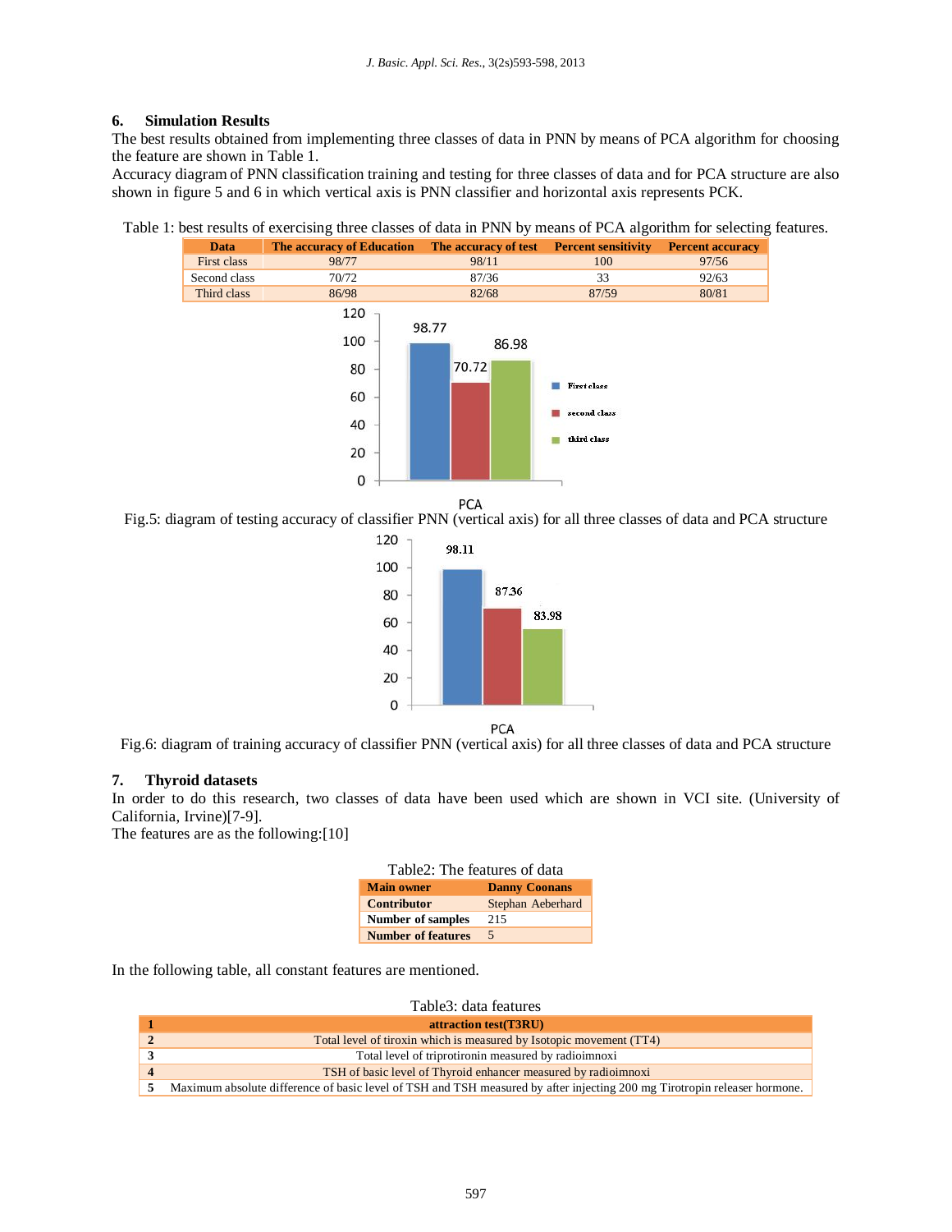## 6. Simulation Results

The best results obtained from implementing three classes of data in PNN by means of PCA algorithm for choosing the feature are shown in Table 1.

Accuracy diagram of PNN classification training and testing for three classes of data and for PCA structure are also shown in figure 5 and 6 in which vertical axis is PNN classifier and horizontal axis represents PCK.

Table 1: best results of exercising three classes of data in PNN by means of PCA algorithm for selecting features.

| Data | The accuracy of Education | The accuracy of test | Percent sensitivity | Percent accuracy |
|---|---|---|---|---|
| First class | 98/77 | 98/11 | 100 | 97/56 |
| Second class | 70/72 | 87/36 | 33 | 92/63 |
| Third class | 86/98 | 82/68 | 87/59 | 80/81 |

Fig.5: diagram of testing accuracy of classifier PNN (vertical axis) for all three classes of data and PCA structure

Fig.6: diagram of training accuracy of classifier PNN (vertical axis) for all three classes of data and PCA structure

## 7. Thyroid datasets

In order to do this research, two classes of data have been used which are shown in VCI site. (University of California, Irvine)[7-9].

The features are as the following:[10]

Table2: The features of data

| Main owner | Danny Coonans |
|---|---|
| Contributor | Stephan Aeberhard |
| Number of samples | 215 |
| Number of features | 5 |

In the following table, all constant features are mentioned.

Table3: data features

| 1 | attraction test(T3RU) |
|---|---|
| 2 | Total level of tiroxin which is measured by Isotopic movement (TT4) |
| 3 | Total level of triprotironin measured by radioimnoxi |
| 4 | TSH of basic level of Thyroid enhancer measured by radioimnoxi |
| 5 | Maximum absolute difference of basic level of TSH and TSH measured by after injecting 200 mg Tirotropin releaser hormone. |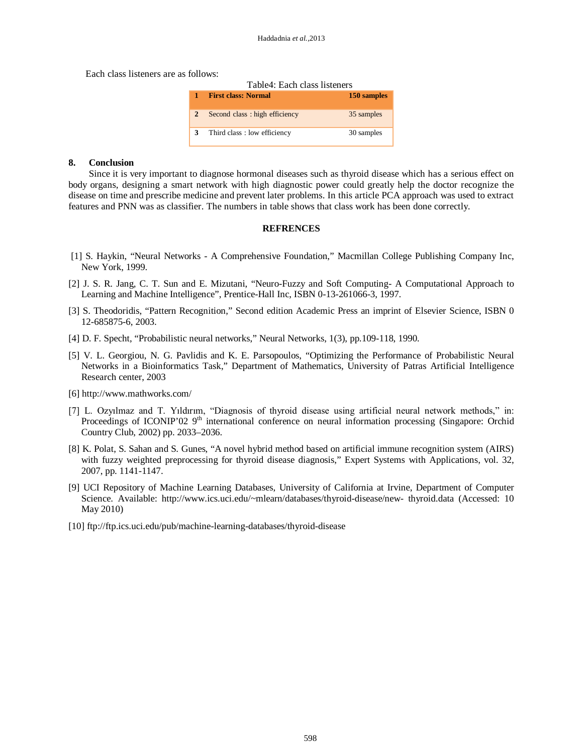Each class listeners are as follows:

Table4: Each class listeners

| | | |
|---|---|---|
| **1** | **First class: Normal** | **150 samples** |
| **2** | Second class : high efficiency | 35 samples |
| **3** | Third class : low efficiency | 30 samples |

## 8. Conclusion

Since it is very important to diagnose hormonal diseases such as thyroid disease which has a serious effect on body organs, designing a smart network with high diagnostic power could greatly help the doctor recognize the disease on time and prescribe medicine and prevent later problems. In this article PCA approach was used to extract features and PNN was as classifier. The numbers in table shows that class work has been done correctly.

## REFRENCES

[1] S. Haykin, "Neural Networks - A Comprehensive Foundation," Macmillan College Publishing Company Inc, New York, 1999.

[2] J. S. R. Jang, C. T. Sun and E. Mizutani, "Neuro-Fuzzy and Soft Computing- A Computational Approach to Learning and Machine Intelligence", Prentice-Hall Inc, ISBN 0-13-261066-3, 1997.

[3] S. Theodoridis, "Pattern Recognition," Second edition Academic Press an imprint of Elsevier Science, ISBN 0 12-685875-6, 2003.

[4] D. F. Specht, "Probabilistic neural networks," Neural Networks, 1(3), pp.109-118, 1990.

[5] V. L. Georgiou, N. G. Pavlidis and K. E. Parsopoulos, "Optimizing the Performance of Probabilistic Neural Networks in a Bioinformatics Task," Department of Mathematics, University of Patras Artificial Intelligence Research center, 2003

[6] http://www.mathworks.com/

[7] L. Ozyılmaz and T. Yıldırım, "Diagnosis of thyroid disease using artificial neural network methods," in: Proceedings of ICONIP'02 9th international conference on neural information processing (Singapore: Orchid Country Club, 2002) pp. 2033–2036.

[8] K. Polat, S. Sahan and S. Gunes, "A novel hybrid method based on artificial immune recognition system (AIRS) with fuzzy weighted preprocessing for thyroid disease diagnosis," Expert Systems with Applications, vol. 32, 2007, pp. 1141-1147.

[9] UCI Repository of Machine Learning Databases, University of California at Irvine, Department of Computer Science. Available: http://www.ics.uci.edu/~mlearn/databases/thyroid-disease/new- thyroid.data (Accessed: 10 May 2010)

[10] ftp://ftp.ics.uci.edu/pub/machine-learning-databases/thyroid-disease